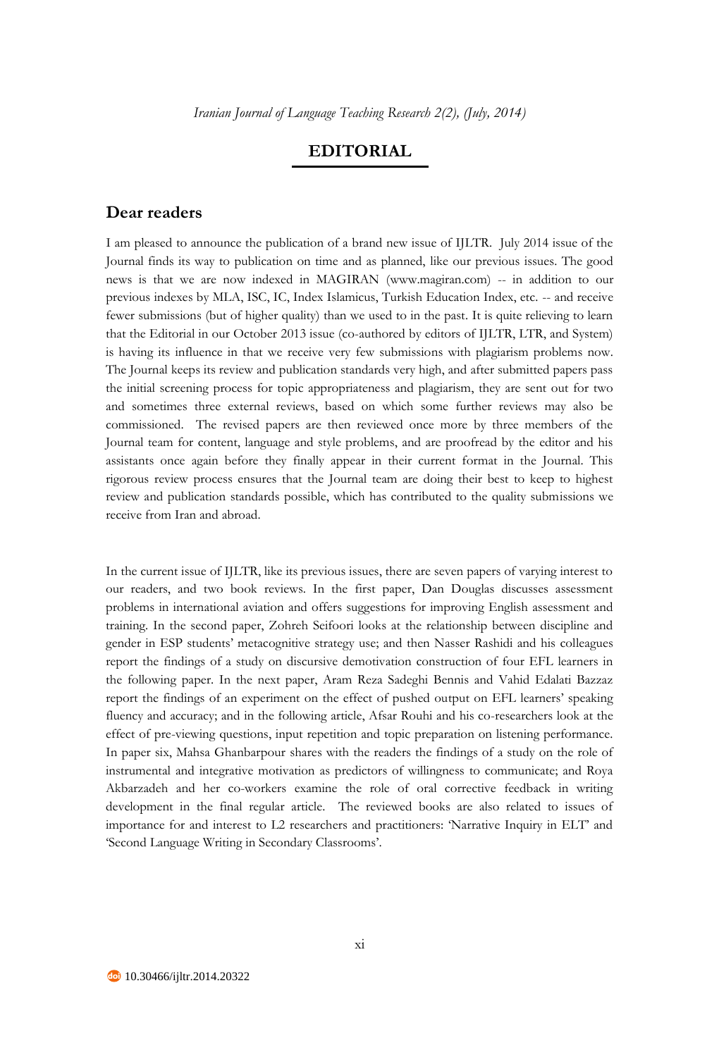# EDITORIAL

## Dear readers

I am pleased to announce the publication of a brand new issue of IJLTR. July 2014 issue of the Journal finds its way to publication on time and as planned, like our previous issues. The good news is that we are now indexed in MAGIRAN (www.magiran.com) -- in addition to our previous indexes by MLA, ISC, IC, Index Islamicus, Turkish Education Index, etc. -- and receive fewer submissions (but of higher quality) than we used to in the past. It is quite relieving to learn that the Editorial in our October 2013 issue (co-authored by editors of IJLTR, LTR, and System) is having its influence in that we receive very few submissions with plagiarism problems now. The Journal keeps its review and publication standards very high, and after submitted papers pass the initial screening process for topic appropriateness and plagiarism, they are sent out for two and sometimes three external reviews, based on which some further reviews may also be commissioned. The revised papers are then reviewed once more by three members of the Journal team for content, language and style problems, and are proofread by the editor and his assistants once again before they finally appear in their current format in the Journal. This rigorous review process ensures that the Journal team are doing their best to keep to highest review and publication standards possible, which has contributed to the quality submissions we receive from Iran and abroad.

In the current issue of IJLTR, like its previous issues, there are seven papers of varying interest to our readers, and two book reviews. In the first paper, Dan Douglas discusses assessment problems in international aviation and offers suggestions for improving English assessment and training. In the second paper, Zohreh Seifoori looks at the relationship between discipline and gender in ESP students' metacognitive strategy use; and then Nasser Rashidi and his colleagues report the findings of a study on discursive demotivation construction of four EFL learners in the following paper. In the next paper, Aram Reza Sadeghi Bennis and Vahid Edalati Bazzaz report the findings of an experiment on the effect of pushed output on EFL learners' speaking fluency and accuracy; and in the following article, Afsar Rouhi and his co-researchers look at the effect of pre-viewing questions, input repetition and topic preparation on listening performance. In paper six, Mahsa Ghanbarpour shares with the readers the findings of a study on the role of instrumental and integrative motivation as predictors of willingness to communicate; and Roya Akbarzadeh and her co-workers examine the role of oral corrective feedback in writing development in the final regular article. The reviewed books are also related to issues of importance for and interest to L2 researchers and practitioners: 'Narrative Inquiry in ELT' and 'Second Language Writing in Secondary Classrooms'.

10.30466/ijltr.2014.20322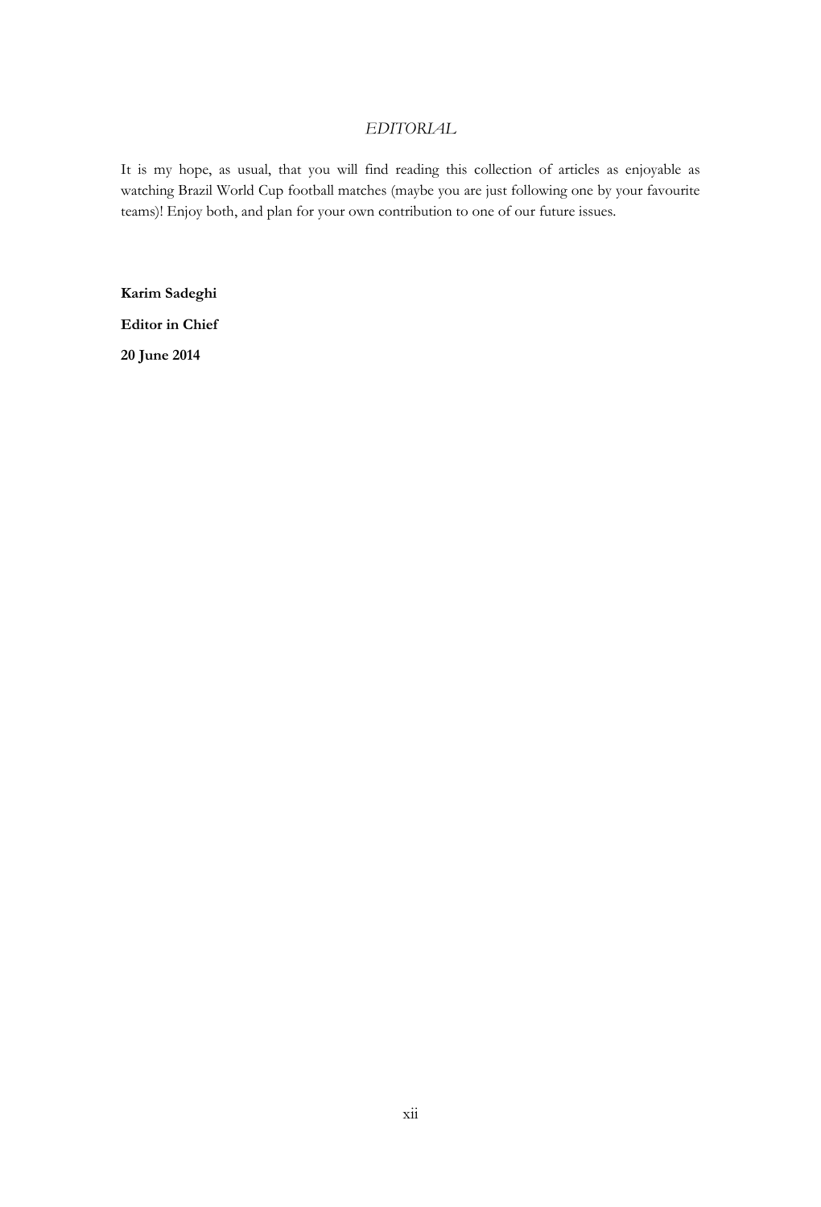*EDITORIAL*

It is my hope, as usual, that you will find reading this collection of articles as enjoyable as watching Brazil World Cup football matches (maybe you are just following one by your favourite teams)! Enjoy both, and plan for your own contribution to one of our future issues.

**Karim Sadeghi**

**Editor in Chief**

**20 June 2014**